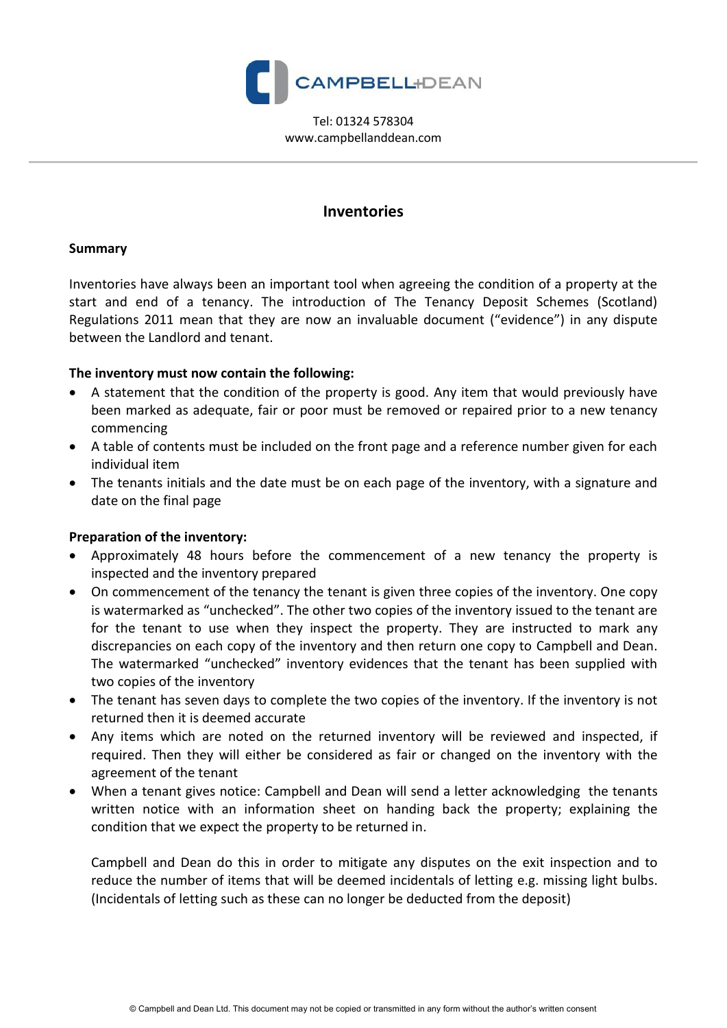Tel: 01324 578304
www.campbellanddean.com

## Inventories

**Summary**

Inventories have always been an important tool when agreeing the condition of a property at the start and end of a tenancy. The introduction of The Tenancy Deposit Schemes (Scotland) Regulations 2011 mean that they are now an invaluable document ("evidence") in any dispute between the Landlord and tenant.

**The inventory must now contain the following:**

- A statement that the condition of the property is good. Any item that would previously have been marked as adequate, fair or poor must be removed or repaired prior to a new tenancy commencing
- A table of contents must be included on the front page and a reference number given for each individual item
- The tenants initials and the date must be on each page of the inventory, with a signature and date on the final page

**Preparation of the inventory:**

- Approximately 48 hours before the commencement of a new tenancy the property is inspected and the inventory prepared
- On commencement of the tenancy the tenant is given three copies of the inventory. One copy is watermarked as "unchecked". The other two copies of the inventory issued to the tenant are for the tenant to use when they inspect the property. They are instructed to mark any discrepancies on each copy of the inventory and then return one copy to Campbell and Dean. The watermarked "unchecked" inventory evidences that the tenant has been supplied with two copies of the inventory
- The tenant has seven days to complete the two copies of the inventory. If the inventory is not returned then it is deemed accurate
- Any items which are noted on the returned inventory will be reviewed and inspected, if required. Then they will either be considered as fair or changed on the inventory with the agreement of the tenant
- When a tenant gives notice: Campbell and Dean will send a letter acknowledging the tenants written notice with an information sheet on handing back the property; explaining the condition that we expect the property to be returned in.

  Campbell and Dean do this in order to mitigate any disputes on the exit inspection and to reduce the number of items that will be deemed incidentals of letting e.g. missing light bulbs. (Incidentals of letting such as these can no longer be deducted from the deposit)

© Campbell and Dean Ltd. This document may not be copied or transmitted in any form without the author's written consent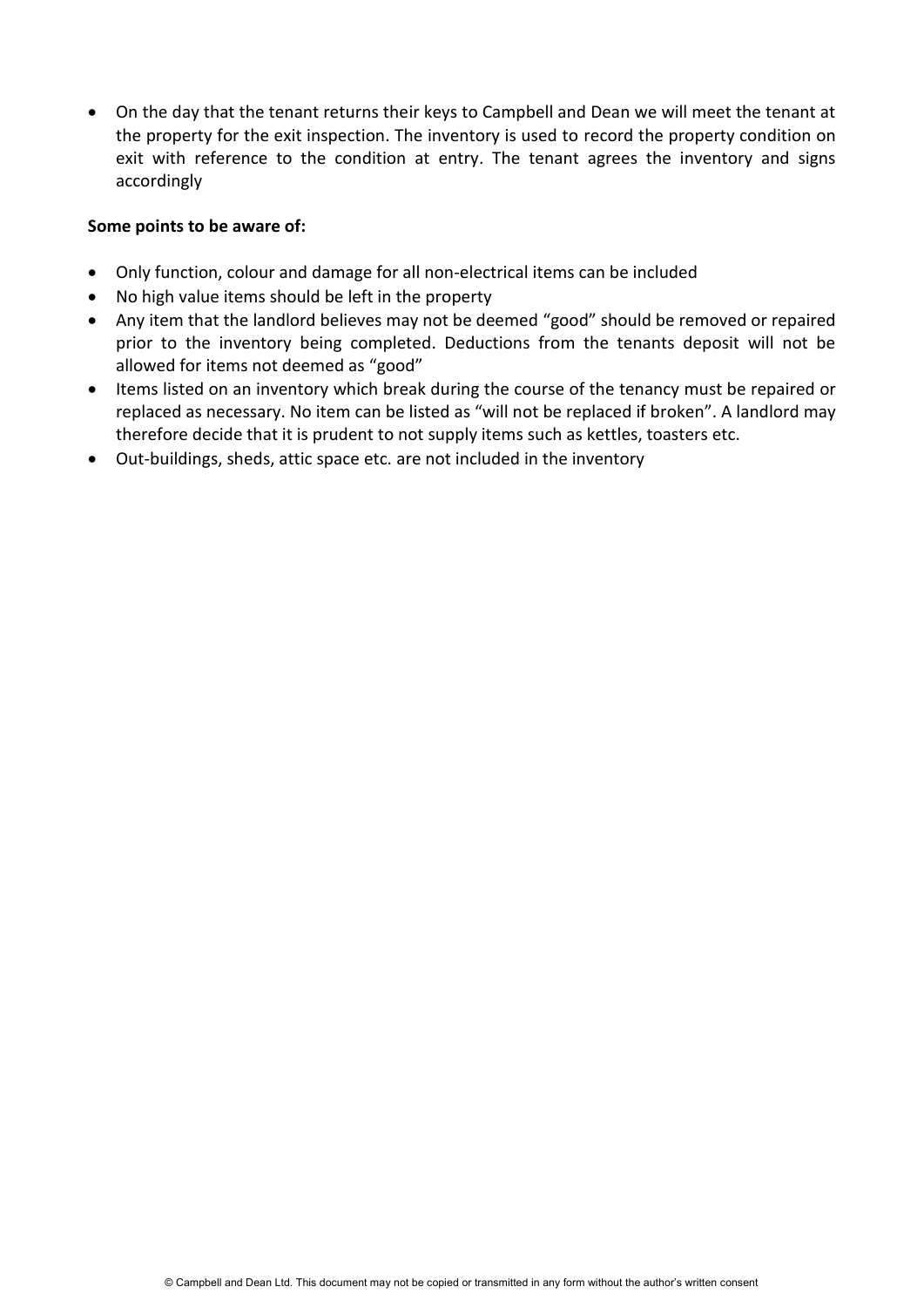- On the day that the tenant returns their keys to Campbell and Dean we will meet the tenant at the property for the exit inspection. The inventory is used to record the property condition on exit with reference to the condition at entry. The tenant agrees the inventory and signs accordingly

**Some points to be aware of:**

- Only function, colour and damage for all non-electrical items can be included
- No high value items should be left in the property
- Any item that the landlord believes may not be deemed "good" should be removed or repaired prior to the inventory being completed. Deductions from the tenants deposit will not be allowed for items not deemed as "good"
- Items listed on an inventory which break during the course of the tenancy must be repaired or replaced as necessary. No item can be listed as "will not be replaced if broken". A landlord may therefore decide that it is prudent to not supply items such as kettles, toasters etc.
- Out-buildings, sheds, attic space etc. are not included in the inventory